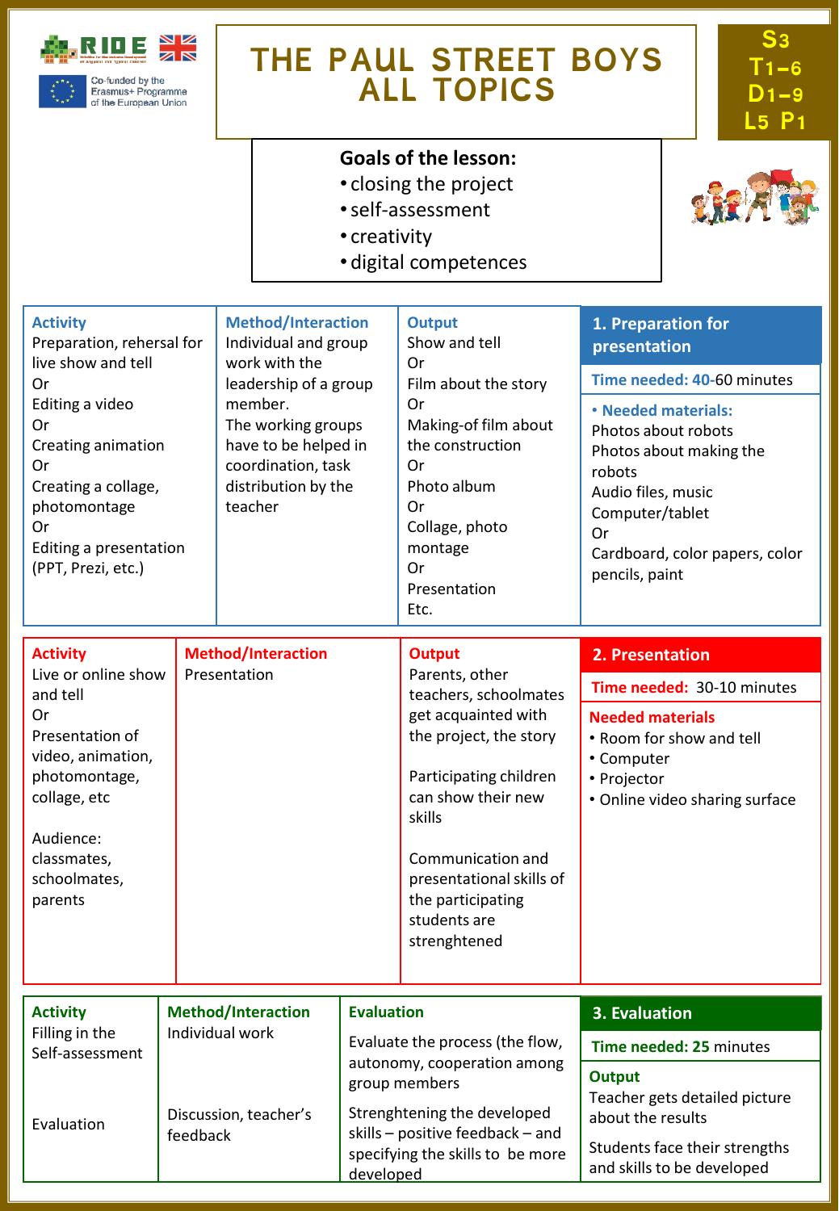RIDE

Co-funded by the Erasmus+ Programme of the European Union

# THE PAUL STREET BOYS ALL TOPICS

S3 T1–6 D1–9 L5 P1

**Goals of the lesson:**

- closing the project
- self-assessment
- creativity
- digital competences

| Activity | Method/Interaction | Output | 1. Preparation for presentation |
|---|---|---|---|
| Preparation, rehersal for live show and tell<br>Or<br>Editing a video<br>Or<br>Creating animation<br>Or<br>Creating a collage, photomontage<br>Or<br>Editing a presentation (PPT, Prezi, etc.) | Individual and group work with the leadership of a group member.<br>The working groups have to be helped in coordination, task distribution by the teacher | Show and tell<br>Or<br>Film about the story<br>Or<br>Making-of film about the construction<br>Or<br>Photo album<br>Or<br>Collage, photo montage<br>Or<br>Presentation<br>Etc. | **Time needed:** 40-60 minutes<br><br>**• Needed materials:**<br>Photos about robots<br>Photos about making the robots<br>Audio files, music<br>Computer/tablet<br>Or<br>Cardboard, color papers, color pencils, paint |

| Activity | Method/Interaction | Output | 2. Presentation |
|---|---|---|---|
| Live or online show and tell<br>Or<br>Presentation of video, animation, photomontage, collage, etc<br><br>Audience: classmates, schoolmates, parents | Presentation | Parents, other teachers, schoolmates get acquainted with the project, the story<br><br>Participating children can show their new skills<br><br>Communication and presentational skills of the participating students are strenghtened | **Time needed:** 30-10 minutes<br><br>**Needed materials**<br>• Room for show and tell<br>• Computer<br>• Projector<br>• Online video sharing surface |

| Activity | Method/Interaction | Evaluation | 3. Evaluation |
|---|---|---|---|
| Filling in the Self-assessment<br><br>Evaluation | Individual work<br><br>Discussion, teacher's feedback | Evaluate the process (the flow, autonomy, cooperation among group members<br><br>Strenghtening the developed skills – positive feedback – and specifying the skills to be more developed | **Time needed:** 25 minutes<br><br>**Output**<br>Teacher gets detailed picture about the results<br><br>Students face their strengths and skills to be developed |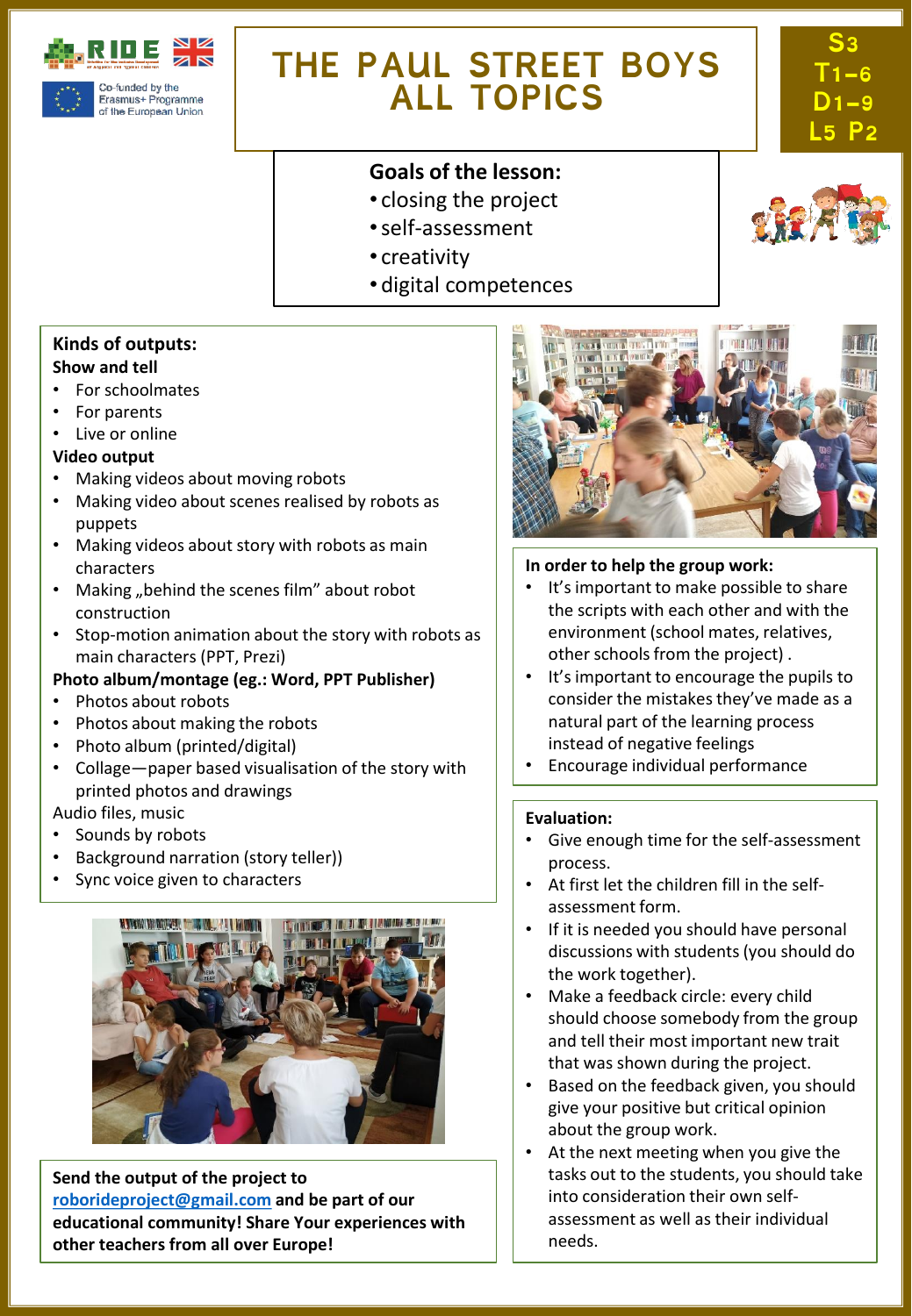# THE PAUL STREET BOYS ALL TOPICS

S3
T1–6
D1–9
L5 P2

Co-funded by the Erasmus+ Programme of the European Union

**Goals of the lesson:**

- closing the project
- self-assessment
- creativity
- digital competences

**Kinds of outputs:**

**Show and tell**

- For schoolmates
- For parents
- Live or online

**Video output**

- Making videos about moving robots
- Making video about scenes realised by robots as puppets
- Making videos about story with robots as main characters
- Making „behind the scenes film" about robot construction
- Stop-motion animation about the story with robots as main characters (PPT, Prezi)

**Photo album/montage (eg.: Word, PPT Publisher)**

- Photos about robots
- Photos about making the robots
- Photo album (printed/digital)
- Collage—paper based visualisation of the story with printed photos and drawings

Audio files, music

- Sounds by robots
- Background narration (story teller))
- Sync voice given to characters

**Send the output of the project to roborideproject@gmail.com and be part of our educational community! Share Your experiences with other teachers from all over Europe!**

**In order to help the group work:**

- It's important to make possible to share the scripts with each other and with the environment (school mates, relatives, other schools from the project) .
- It's important to encourage the pupils to consider the mistakes they've made as a natural part of the learning process instead of negative feelings
- Encourage individual performance

**Evaluation:**

- Give enough time for the self-assessment process.
- At first let the children fill in the self-assessment form.
- If it is needed you should have personal discussions with students (you should do the work together).
- Make a feedback circle: every child should choose somebody from the group and tell their most important new trait that was shown during the project.
- Based on the feedback given, you should give your positive but critical opinion about the group work.
- At the next meeting when you give the tasks out to the students, you should take into consideration their own self-assessment as well as their individual needs.